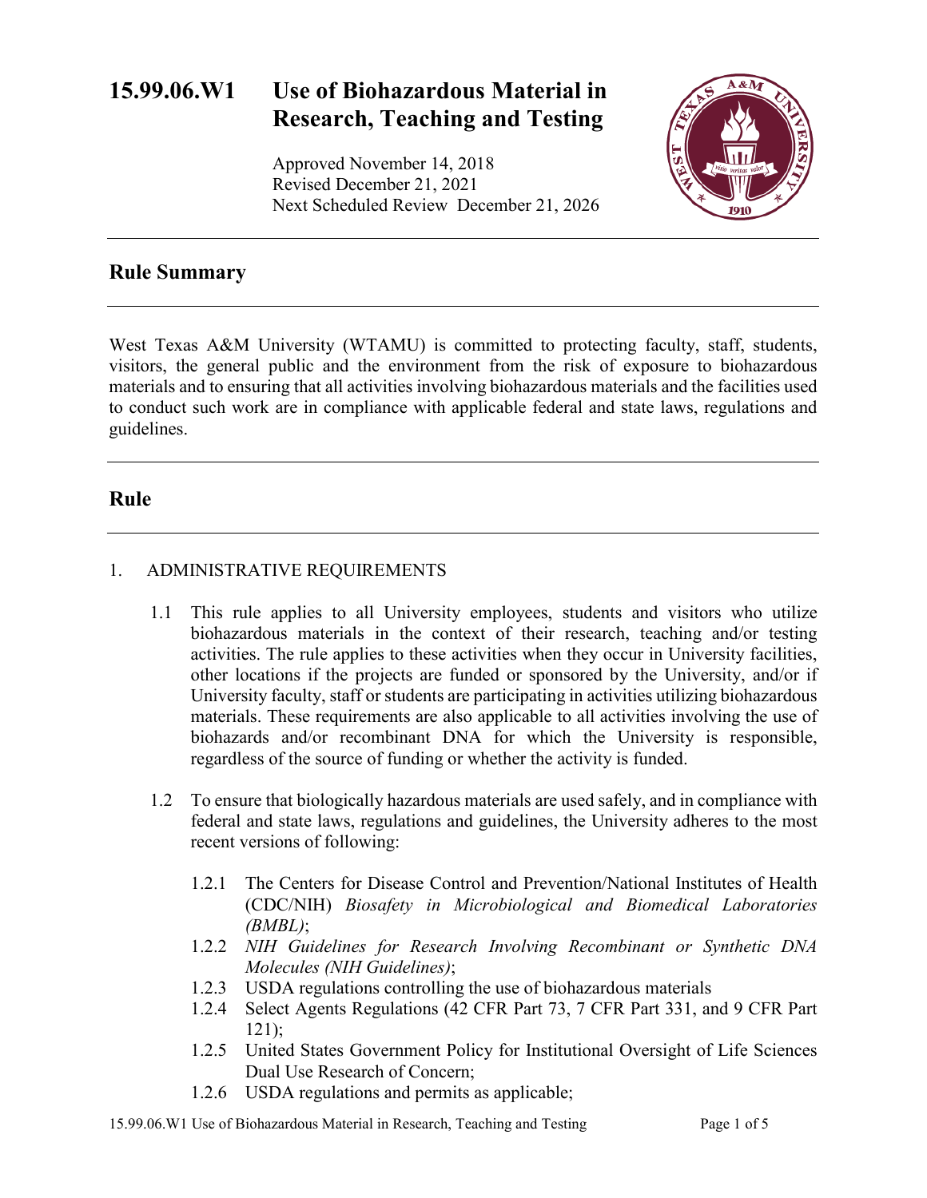# 15.99.06.W1 Use of Biohazardous Material in Research, Teaching and Testing

Approved November 14, 2018
Revised December 21, 2021
Next Scheduled Review December 21, 2026

## Rule Summary

West Texas A&M University (WTAMU) is committed to protecting faculty, staff, students, visitors, the general public and the environment from the risk of exposure to biohazardous materials and to ensuring that all activities involving biohazardous materials and the facilities used to conduct such work are in compliance with applicable federal and state laws, regulations and guidelines.

## Rule

1. ADMINISTRATIVE REQUIREMENTS

    1.1 This rule applies to all University employees, students and visitors who utilize biohazardous materials in the context of their research, teaching and/or testing activities. The rule applies to these activities when they occur in University facilities, other locations if the projects are funded or sponsored by the University, and/or if University faculty, staff or students are participating in activities utilizing biohazardous materials. These requirements are also applicable to all activities involving the use of biohazards and/or recombinant DNA for which the University is responsible, regardless of the source of funding or whether the activity is funded.

    1.2 To ensure that biologically hazardous materials are used safely, and in compliance with federal and state laws, regulations and guidelines, the University adheres to the most recent versions of following:

        1.2.1 The Centers for Disease Control and Prevention/National Institutes of Health (CDC/NIH) *Biosafety in Microbiological and Biomedical Laboratories (BMBL)*;
        1.2.2 *NIH Guidelines for Research Involving Recombinant or Synthetic DNA Molecules (NIH Guidelines)*;
        1.2.3 USDA regulations controlling the use of biohazardous materials
        1.2.4 Select Agents Regulations (42 CFR Part 73, 7 CFR Part 331, and 9 CFR Part 121);
        1.2.5 United States Government Policy for Institutional Oversight of Life Sciences Dual Use Research of Concern;
        1.2.6 USDA regulations and permits as applicable;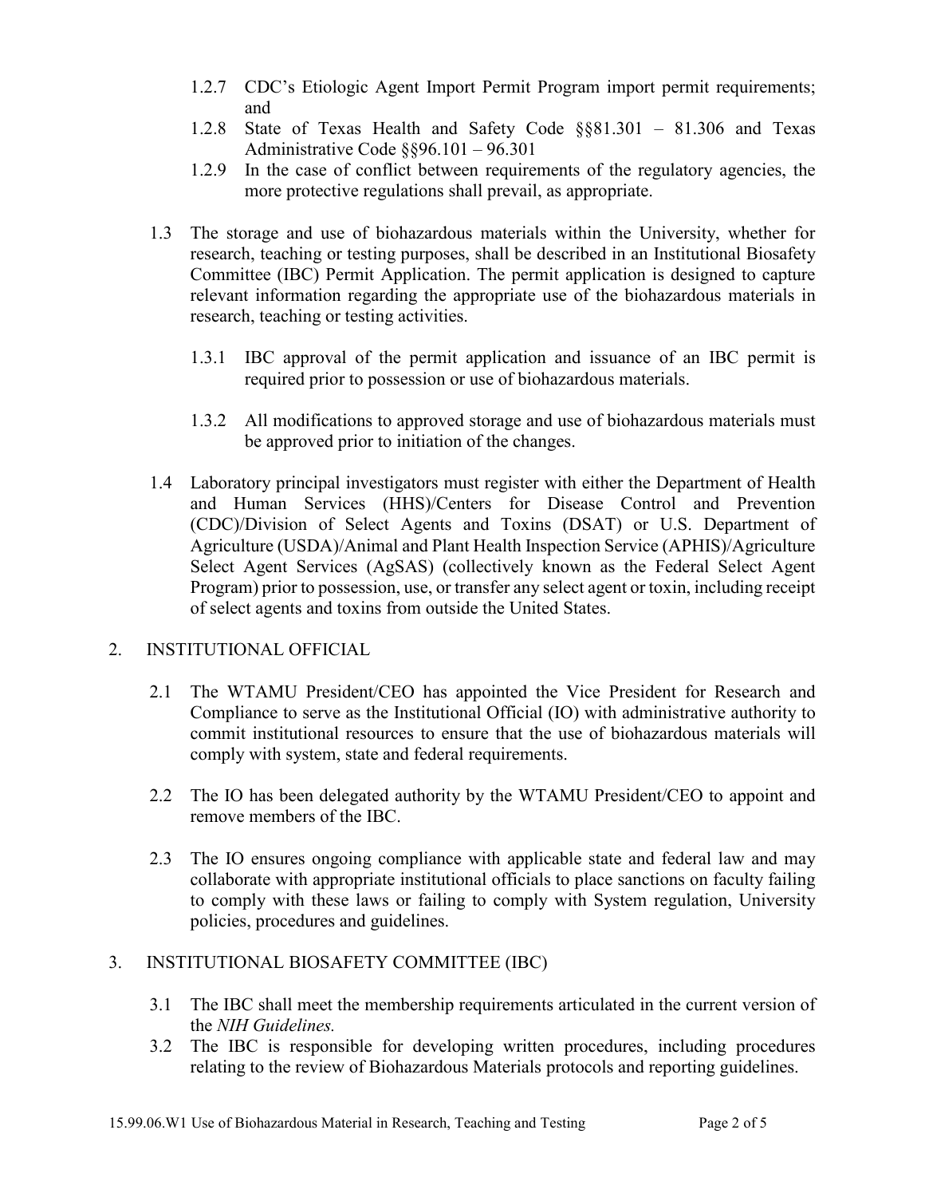1.2.7 CDC's Etiologic Agent Import Permit Program import permit requirements; and

1.2.8 State of Texas Health and Safety Code §§81.301 – 81.306 and Texas Administrative Code §§96.101 – 96.301

1.2.9 In the case of conflict between requirements of the regulatory agencies, the more protective regulations shall prevail, as appropriate.

1.3 The storage and use of biohazardous materials within the University, whether for research, teaching or testing purposes, shall be described in an Institutional Biosafety Committee (IBC) Permit Application. The permit application is designed to capture relevant information regarding the appropriate use of the biohazardous materials in research, teaching or testing activities.

1.3.1 IBC approval of the permit application and issuance of an IBC permit is required prior to possession or use of biohazardous materials.

1.3.2 All modifications to approved storage and use of biohazardous materials must be approved prior to initiation of the changes.

1.4 Laboratory principal investigators must register with either the Department of Health and Human Services (HHS)/Centers for Disease Control and Prevention (CDC)/Division of Select Agents and Toxins (DSAT) or U.S. Department of Agriculture (USDA)/Animal and Plant Health Inspection Service (APHIS)/Agriculture Select Agent Services (AgSAS) (collectively known as the Federal Select Agent Program) prior to possession, use, or transfer any select agent or toxin, including receipt of select agents and toxins from outside the United States.

## 2. INSTITUTIONAL OFFICIAL

2.1 The WTAMU President/CEO has appointed the Vice President for Research and Compliance to serve as the Institutional Official (IO) with administrative authority to commit institutional resources to ensure that the use of biohazardous materials will comply with system, state and federal requirements.

2.2 The IO has been delegated authority by the WTAMU President/CEO to appoint and remove members of the IBC.

2.3 The IO ensures ongoing compliance with applicable state and federal law and may collaborate with appropriate institutional officials to place sanctions on faculty failing to comply with these laws or failing to comply with System regulation, University policies, procedures and guidelines.

## 3. INSTITUTIONAL BIOSAFETY COMMITTEE (IBC)

3.1 The IBC shall meet the membership requirements articulated in the current version of the *NIH Guidelines.*

3.2 The IBC is responsible for developing written procedures, including procedures relating to the review of Biohazardous Materials protocols and reporting guidelines.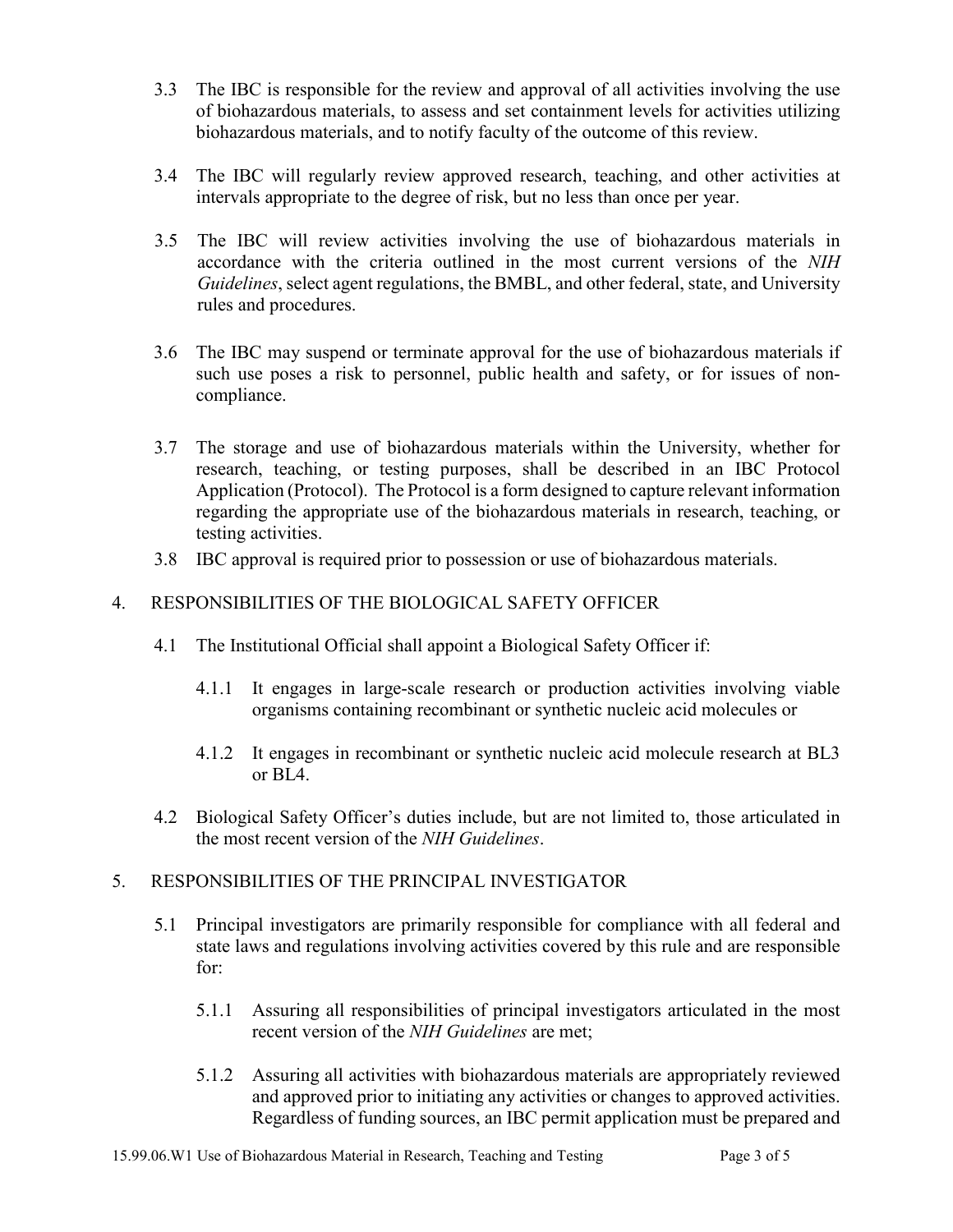3.3 The IBC is responsible for the review and approval of all activities involving the use of biohazardous materials, to assess and set containment levels for activities utilizing biohazardous materials, and to notify faculty of the outcome of this review.

3.4 The IBC will regularly review approved research, teaching, and other activities at intervals appropriate to the degree of risk, but no less than once per year.

3.5 The IBC will review activities involving the use of biohazardous materials in accordance with the criteria outlined in the most current versions of the *NIH Guidelines*, select agent regulations, the BMBL, and other federal, state, and University rules and procedures.

3.6 The IBC may suspend or terminate approval for the use of biohazardous materials if such use poses a risk to personnel, public health and safety, or for issues of non-compliance.

3.7 The storage and use of biohazardous materials within the University, whether for research, teaching, or testing purposes, shall be described in an IBC Protocol Application (Protocol). The Protocol is a form designed to capture relevant information regarding the appropriate use of the biohazardous materials in research, teaching, or testing activities.

3.8 IBC approval is required prior to possession or use of biohazardous materials.

## 4. RESPONSIBILITIES OF THE BIOLOGICAL SAFETY OFFICER

4.1 The Institutional Official shall appoint a Biological Safety Officer if:

4.1.1 It engages in large-scale research or production activities involving viable organisms containing recombinant or synthetic nucleic acid molecules or

4.1.2 It engages in recombinant or synthetic nucleic acid molecule research at BL3 or BL4.

4.2 Biological Safety Officer's duties include, but are not limited to, those articulated in the most recent version of the *NIH Guidelines*.

## 5. RESPONSIBILITIES OF THE PRINCIPAL INVESTIGATOR

5.1 Principal investigators are primarily responsible for compliance with all federal and state laws and regulations involving activities covered by this rule and are responsible for:

5.1.1 Assuring all responsibilities of principal investigators articulated in the most recent version of the *NIH Guidelines* are met;

5.1.2 Assuring all activities with biohazardous materials are appropriately reviewed and approved prior to initiating any activities or changes to approved activities. Regardless of funding sources, an IBC permit application must be prepared and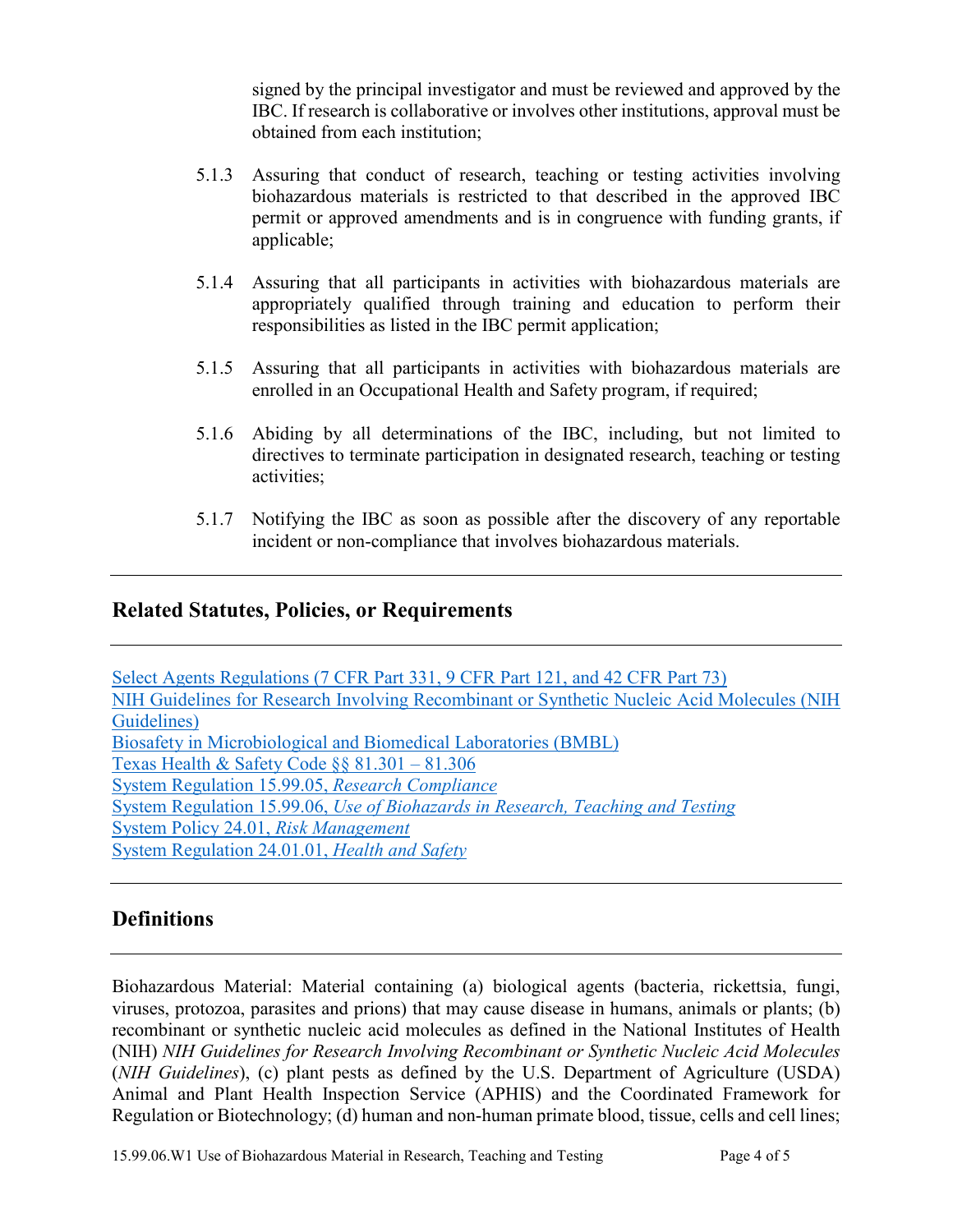signed by the principal investigator and must be reviewed and approved by the IBC. If research is collaborative or involves other institutions, approval must be obtained from each institution;

5.1.3 Assuring that conduct of research, teaching or testing activities involving biohazardous materials is restricted to that described in the approved IBC permit or approved amendments and is in congruence with funding grants, if applicable;

5.1.4 Assuring that all participants in activities with biohazardous materials are appropriately qualified through training and education to perform their responsibilities as listed in the IBC permit application;

5.1.5 Assuring that all participants in activities with biohazardous materials are enrolled in an Occupational Health and Safety program, if required;

5.1.6 Abiding by all determinations of the IBC, including, but not limited to directives to terminate participation in designated research, teaching or testing activities;

5.1.7 Notifying the IBC as soon as possible after the discovery of any reportable incident or non-compliance that involves biohazardous materials.

---

## Related Statutes, Policies, or Requirements

---

Select Agents Regulations (7 CFR Part 331, 9 CFR Part 121, and 42 CFR Part 73)
NIH Guidelines for Research Involving Recombinant or Synthetic Nucleic Acid Molecules (NIH Guidelines)
Biosafety in Microbiological and Biomedical Laboratories (BMBL)
Texas Health & Safety Code §§ 81.301 – 81.306
System Regulation 15.99.05, *Research Compliance*
System Regulation 15.99.06, *Use of Biohazards in Research, Teaching and Testing*
System Policy 24.01, *Risk Management*
System Regulation 24.01.01, *Health and Safety*

---

## Definitions

---

Biohazardous Material: Material containing (a) biological agents (bacteria, rickettsia, fungi, viruses, protozoa, parasites and prions) that may cause disease in humans, animals or plants; (b) recombinant or synthetic nucleic acid molecules as defined in the National Institutes of Health (NIH) *NIH Guidelines for Research Involving Recombinant or Synthetic Nucleic Acid Molecules* (*NIH Guidelines*), (c) plant pests as defined by the U.S. Department of Agriculture (USDA) Animal and Plant Health Inspection Service (APHIS) and the Coordinated Framework for Regulation or Biotechnology; (d) human and non-human primate blood, tissue, cells and cell lines;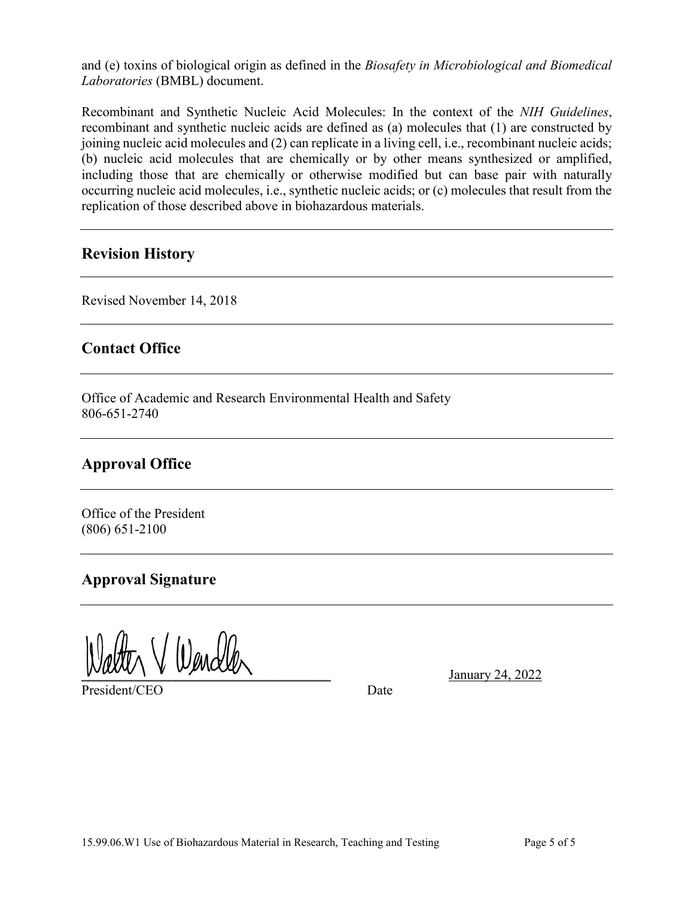and (e) toxins of biological origin as defined in the *Biosafety in Microbiological and Biomedical Laboratories* (BMBL) document.

Recombinant and Synthetic Nucleic Acid Molecules: In the context of the *NIH Guidelines*, recombinant and synthetic nucleic acids are defined as (a) molecules that (1) are constructed by joining nucleic acid molecules and (2) can replicate in a living cell, i.e., recombinant nucleic acids; (b) nucleic acid molecules that are chemically or by other means synthesized or amplified, including those that are chemically or otherwise modified but can base pair with naturally occurring nucleic acid molecules, i.e., synthetic nucleic acids; or (c) molecules that result from the replication of those described above in biohazardous materials.

## Revision History

Revised November 14, 2018

## Contact Office

Office of Academic and Research Environmental Health and Safety
806-651-2740

## Approval Office

Office of the President
(806) 651-2100

## Approval Signature

Walter V Wendler ______________________ January 24, 2022

President/CEO Date